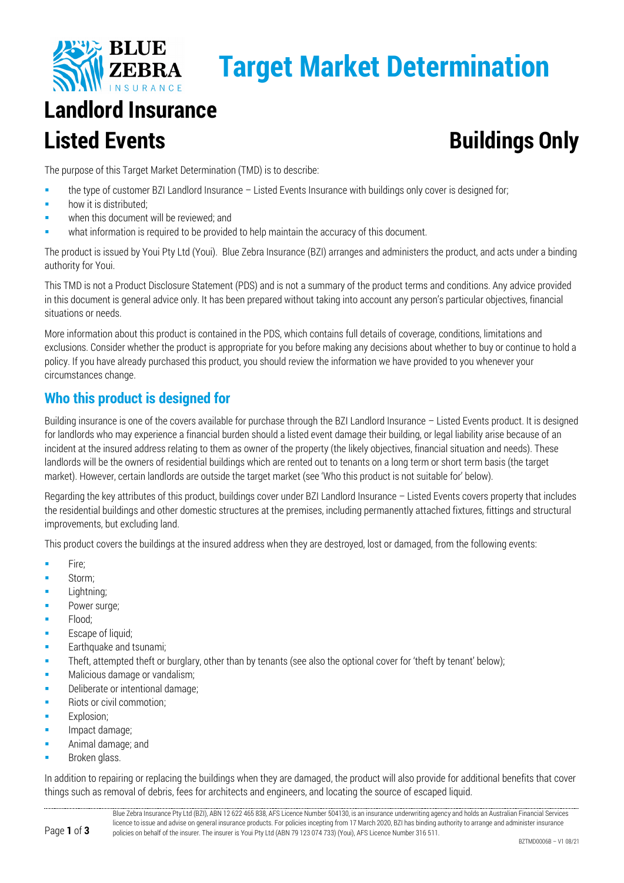# Target Market Determination

# Landlord Insurance

## Listed Events — Buildings Only

The purpose of this Target Market Determination (TMD) is to describe:

- the type of customer BZI Landlord Insurance – Listed Events Insurance with buildings only cover is designed for;
- how it is distributed;
- when this document will be reviewed; and
- what information is required to be provided to help maintain the accuracy of this document.

The product is issued by Youi Pty Ltd (Youi). Blue Zebra Insurance (BZI) arranges and administers the product, and acts under a binding authority for Youi.

This TMD is not a Product Disclosure Statement (PDS) and is not a summary of the product terms and conditions. Any advice provided in this document is general advice only. It has been prepared without taking into account any person's particular objectives, financial situations or needs.

More information about this product is contained in the PDS, which contains full details of coverage, conditions, limitations and exclusions. Consider whether the product is appropriate for you before making any decisions about whether to buy or continue to hold a policy. If you have already purchased this product, you should review the information we have provided to you whenever your circumstances change.

## Who this product is designed for

Building insurance is one of the covers available for purchase through the BZI Landlord Insurance – Listed Events product. It is designed for landlords who may experience a financial burden should a listed event damage their building, or legal liability arise because of an incident at the insured address relating to them as owner of the property (the likely objectives, financial situation and needs). These landlords will be the owners of residential buildings which are rented out to tenants on a long term or short term basis (the target market). However, certain landlords are outside the target market (see 'Who this product is not suitable for' below).

Regarding the key attributes of this product, buildings cover under BZI Landlord Insurance – Listed Events covers property that includes the residential buildings and other domestic structures at the premises, including permanently attached fixtures, fittings and structural improvements, but excluding land.

This product covers the buildings at the insured address when they are destroyed, lost or damaged, from the following events:

- Fire;
- Storm;
- Lightning;
- Power surge;
- Flood;
- Escape of liquid;
- Earthquake and tsunami;
- Theft, attempted theft or burglary, other than by tenants (see also the optional cover for 'theft by tenant' below);
- Malicious damage or vandalism;
- Deliberate or intentional damage;
- Riots or civil commotion;
- Explosion;
- Impact damage;
- Animal damage; and
- Broken glass.

In addition to repairing or replacing the buildings when they are damaged, the product will also provide for additional benefits that cover things such as removal of debris, fees for architects and engineers, and locating the source of escaped liquid.

Blue Zebra Insurance Pty Ltd (BZI), ABN 12 622 465 838, AFS Licence Number 504130, is an insurance underwriting agency and holds an Australian Financial Services licence to issue and advise on general insurance products. For policies incepting from 17 March 2020, BZI has binding authority to arrange and administer insurance policies on behalf of the insurer. The insurer is Youi Pty Ltd (ABN 79 123 074 733) (Youi), AFS Licence Number 316 511.

BZTMD0006B – V1 08/21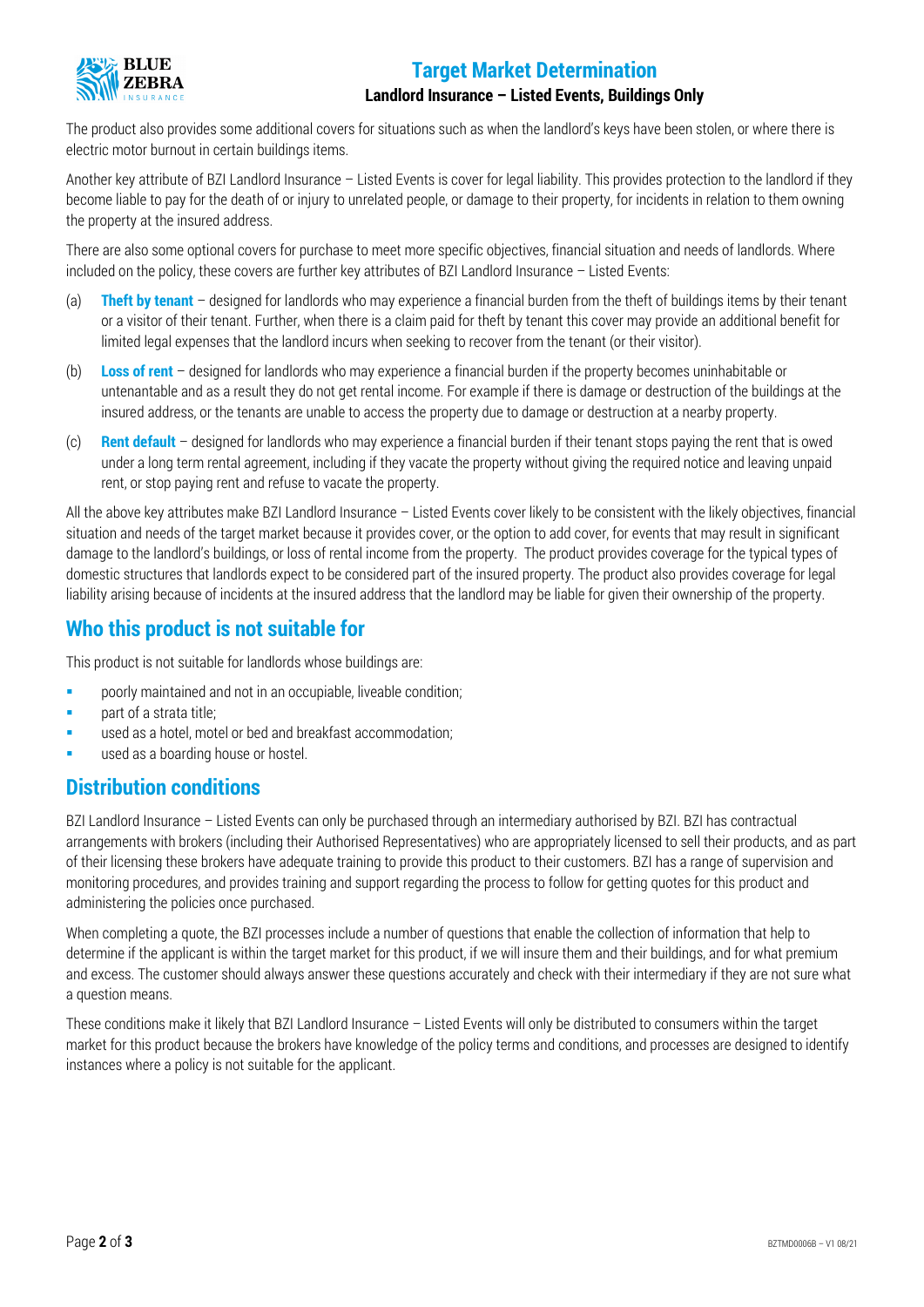The product also provides some additional covers for situations such as when the landlord's keys have been stolen, or where there is electric motor burnout in certain buildings items.

Another key attribute of BZI Landlord Insurance – Listed Events is cover for legal liability. This provides protection to the landlord if they become liable to pay for the death of or injury to unrelated people, or damage to their property, for incidents in relation to them owning the property at the insured address.

There are also some optional covers for purchase to meet more specific objectives, financial situation and needs of landlords. Where included on the policy, these covers are further key attributes of BZI Landlord Insurance – Listed Events:

(a) **Theft by tenant** – designed for landlords who may experience a financial burden from the theft of buildings items by their tenant or a visitor of their tenant. Further, when there is a claim paid for theft by tenant this cover may provide an additional benefit for limited legal expenses that the landlord incurs when seeking to recover from the tenant (or their visitor).

(b) **Loss of rent** – designed for landlords who may experience a financial burden if the property becomes uninhabitable or untenantable and as a result they do not get rental income. For example if there is damage or destruction of the buildings at the insured address, or the tenants are unable to access the property due to damage or destruction at a nearby property.

(c) **Rent default** – designed for landlords who may experience a financial burden if their tenant stops paying the rent that is owed under a long term rental agreement, including if they vacate the property without giving the required notice and leaving unpaid rent, or stop paying rent and refuse to vacate the property.

All the above key attributes make BZI Landlord Insurance – Listed Events cover likely to be consistent with the likely objectives, financial situation and needs of the target market because it provides cover, or the option to add cover, for events that may result in significant damage to the landlord's buildings, or loss of rental income from the property. The product provides coverage for the typical types of domestic structures that landlords expect to be considered part of the insured property. The product also provides coverage for legal liability arising because of incidents at the insured address that the landlord may be liable for given their ownership of the property.

## Who this product is not suitable for

This product is not suitable for landlords whose buildings are:

- poorly maintained and not in an occupiable, liveable condition;
- part of a strata title;
- used as a hotel, motel or bed and breakfast accommodation;
- used as a boarding house or hostel.

## Distribution conditions

BZI Landlord Insurance – Listed Events can only be purchased through an intermediary authorised by BZI. BZI has contractual arrangements with brokers (including their Authorised Representatives) who are appropriately licensed to sell their products, and as part of their licensing these brokers have adequate training to provide this product to their customers. BZI has a range of supervision and monitoring procedures, and provides training and support regarding the process to follow for getting quotes for this product and administering the policies once purchased.

When completing a quote, the BZI processes include a number of questions that enable the collection of information that help to determine if the applicant is within the target market for this product, if we will insure them and their buildings, and for what premium and excess. The customer should always answer these questions accurately and check with their intermediary if they are not sure what a question means.

These conditions make it likely that BZI Landlord Insurance – Listed Events will only be distributed to consumers within the target market for this product because the brokers have knowledge of the policy terms and conditions, and processes are designed to identify instances where a policy is not suitable for the applicant.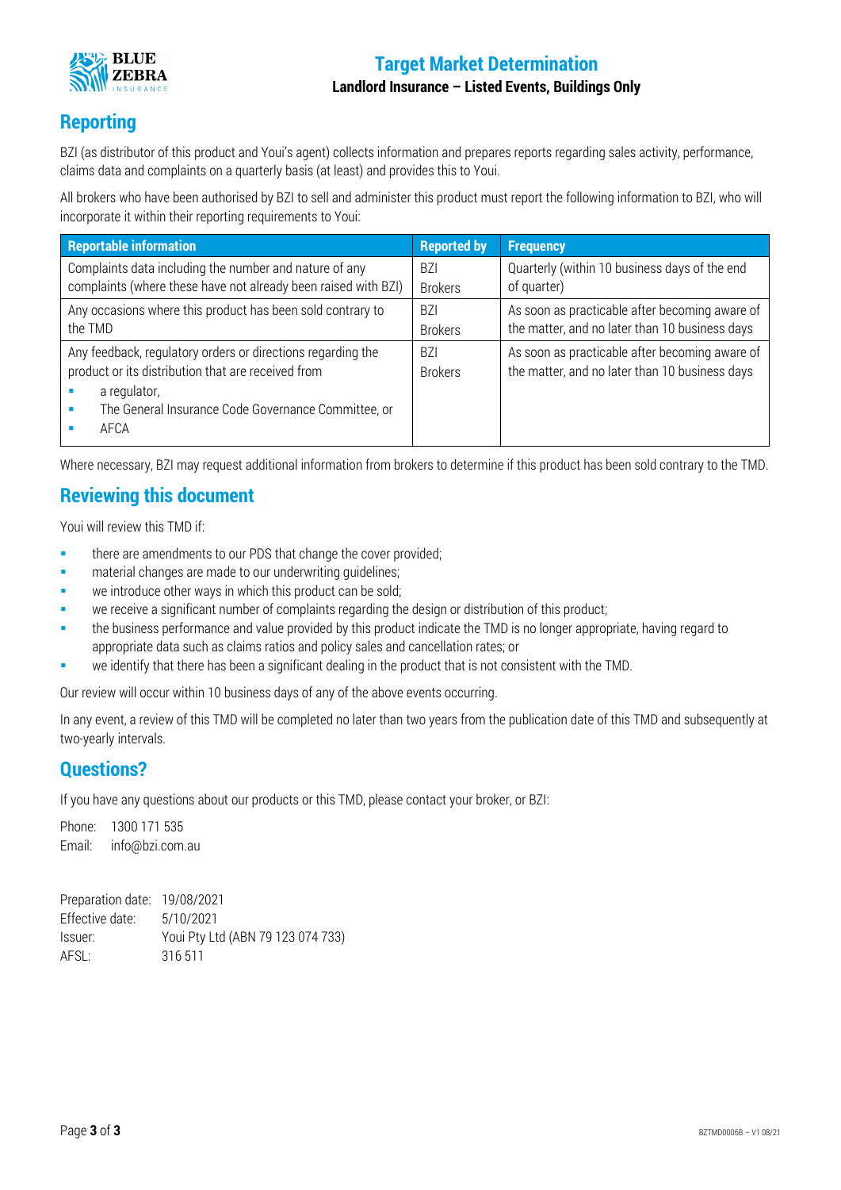## Reporting

BZI (as distributor of this product and Youi's agent) collects information and prepares reports regarding sales activity, performance, claims data and complaints on a quarterly basis (at least) and provides this to Youi.

All brokers who have been authorised by BZI to sell and administer this product must report the following information to BZI, who will incorporate it within their reporting requirements to Youi:

| Reportable information | Reported by | Frequency |
|---|---|---|
| Complaints data including the number and nature of any complaints (where these have not already been raised with BZI) | BZI<br>Brokers | Quarterly (within 10 business days of the end of quarter) |
| Any occasions where this product has been sold contrary to the TMD | BZI<br>Brokers | As soon as practicable after becoming aware of the matter, and no later than 10 business days |
| Any feedback, regulatory orders or directions regarding the product or its distribution that are received from<br>▪ a regulator,<br>▪ The General Insurance Code Governance Committee, or<br>▪ AFCA | BZI<br>Brokers | As soon as practicable after becoming aware of the matter, and no later than 10 business days |

Where necessary, BZI may request additional information from brokers to determine if this product has been sold contrary to the TMD.

## Reviewing this document

Youi will review this TMD if:

- there are amendments to our PDS that change the cover provided;
- material changes are made to our underwriting guidelines;
- we introduce other ways in which this product can be sold;
- we receive a significant number of complaints regarding the design or distribution of this product;
- the business performance and value provided by this product indicate the TMD is no longer appropriate, having regard to appropriate data such as claims ratios and policy sales and cancellation rates; or
- we identify that there has been a significant dealing in the product that is not consistent with the TMD.

Our review will occur within 10 business days of any of the above events occurring.

In any event, a review of this TMD will be completed no later than two years from the publication date of this TMD and subsequently at two-yearly intervals.

## Questions?

If you have any questions about our products or this TMD, please contact your broker, or BZI:

Phone: 1300 171 535
Email: info@bzi.com.au

Preparation date: 19/08/2021
Effective date: 5/10/2021
Issuer: Youi Pty Ltd (ABN 79 123 074 733)
AFSL: 316 511

BZTMD0006B – V1 08/21